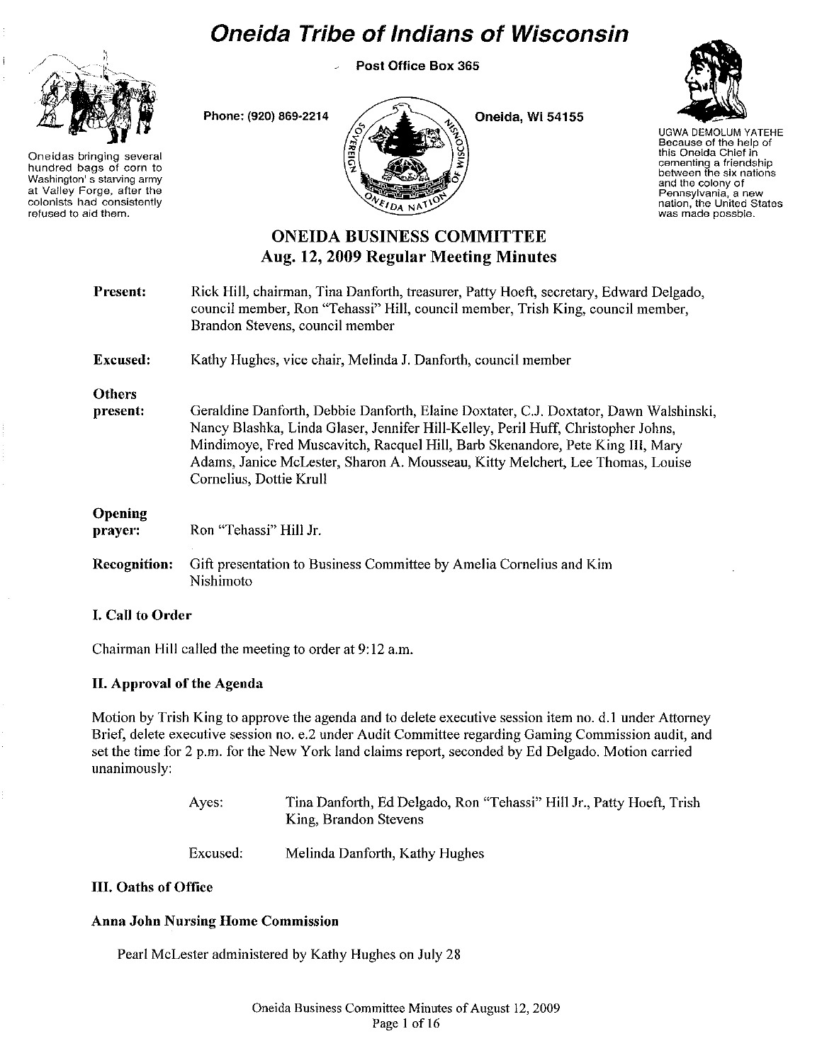# Oneida Tribe of Indians of Wisconsin

Post Office Box 365

Phone: (920) 869-2214

Oneida, Wi 54155

Oneidas bringing several hundred bags of corn to Washington's starving army at Valley Forge, after the colonists had consistently refused to aid them.

UGWA DEMOLUM YATEHE
Because of the help of this Oneida Chief in cementing a friendship between the six nations and the colony of Pennsylvania, a new nation, the United States was made possble.

## ONEIDA BUSINESS COMMITTEE
## Aug. 12, 2009 Regular Meeting Minutes

**Present:** Rick Hill, chairman, Tina Danforth, treasurer, Patty Hoeft, secretary, Edward Delgado, council member, Ron "Tehassi" Hill, council member, Trish King, council member, Brandon Stevens, council member

**Excused:** Kathy Hughes, vice chair, Melinda J. Danforth, council member

**Others present:** Geraldine Danforth, Debbie Danforth, Elaine Doxtater, C.J. Doxtator, Dawn Walshinski, Nancy Blashka, Linda Glaser, Jennifer Hill-Kelley, Peril Huff, Christopher Johns, Mindimoye, Fred Muscavitch, Racquel Hill, Barb Skenandore, Pete King III, Mary Adams, Janice McLester, Sharon A. Mousseau, Kitty Melchert, Lee Thomas, Louise Cornelius, Dottie Krull

**Opening prayer:** Ron "Tehassi" Hill Jr.

**Recognition:** Gift presentation to Business Committee by Amelia Cornelius and Kim Nishimoto

### I. Call to Order

Chairman Hill called the meeting to order at 9:12 a.m.

### II. Approval of the Agenda

Motion by Trish King to approve the agenda and to delete executive session item no. d.1 under Attorney Brief, delete executive session no. e.2 under Audit Committee regarding Gaming Commission audit, and set the time for 2 p.m. for the New York land claims report, seconded by Ed Delgado. Motion carried unanimously:

Ayes: Tina Danforth, Ed Delgado, Ron "Tehassi" Hill Jr., Patty Hoeft, Trish King, Brandon Stevens

Excused: Melinda Danforth, Kathy Hughes

### III. Oaths of Office

#### Anna John Nursing Home Commission

Pearl McLester administered by Kathy Hughes on July 28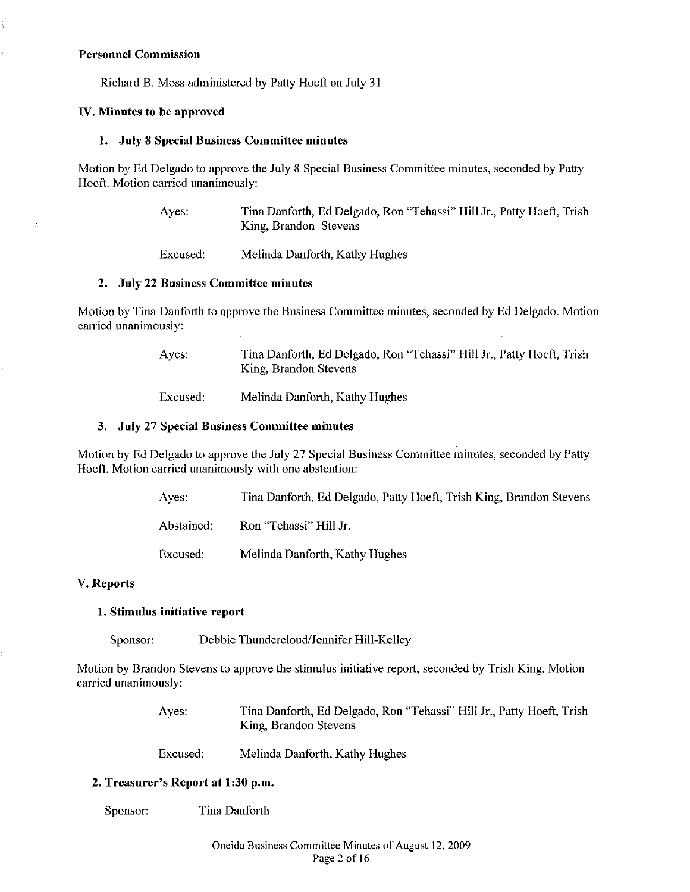**Personnel Commission**

Richard B. Moss administered by Patty Hoeft on July 31

**IV. Minutes to be approved**

**1. July 8 Special Business Committee minutes**

Motion by Ed Delgado to approve the July 8 Special Business Committee minutes, seconded by Patty Hoeft. Motion carried unanimously:

| | |
|---|---|
| Ayes: | Tina Danforth, Ed Delgado, Ron "Tehassi" Hill Jr., Patty Hoeft, Trish King, Brandon Stevens |
| Excused: | Melinda Danforth, Kathy Hughes |

**2. July 22 Business Committee minutes**

Motion by Tina Danforth to approve the Business Committee minutes, seconded by Ed Delgado. Motion carried unanimously:

| | |
|---|---|
| Ayes: | Tina Danforth, Ed Delgado, Ron "Tehassi" Hill Jr., Patty Hoeft, Trish King, Brandon Stevens |
| Excused: | Melinda Danforth, Kathy Hughes |

**3. July 27 Special Business Committee minutes**

Motion by Ed Delgado to approve the July 27 Special Business Committee minutes, seconded by Patty Hoeft. Motion carried unanimously with one abstention:

| | |
|---|---|
| Ayes: | Tina Danforth, Ed Delgado, Patty Hoeft, Trish King, Brandon Stevens |
| Abstained: | Ron "Tehassi" Hill Jr. |
| Excused: | Melinda Danforth, Kathy Hughes |

**V. Reports**

**1. Stimulus initiative report**

Sponsor: Debbie Thundercloud/Jennifer Hill-Kelley

Motion by Brandon Stevens to approve the stimulus initiative report, seconded by Trish King. Motion carried unanimously:

| | |
|---|---|
| Ayes: | Tina Danforth, Ed Delgado, Ron "Tehassi" Hill Jr., Patty Hoeft, Trish King, Brandon Stevens |
| Excused: | Melinda Danforth, Kathy Hughes |

**2. Treasurer's Report at 1:30 p.m.**

Sponsor: Tina Danforth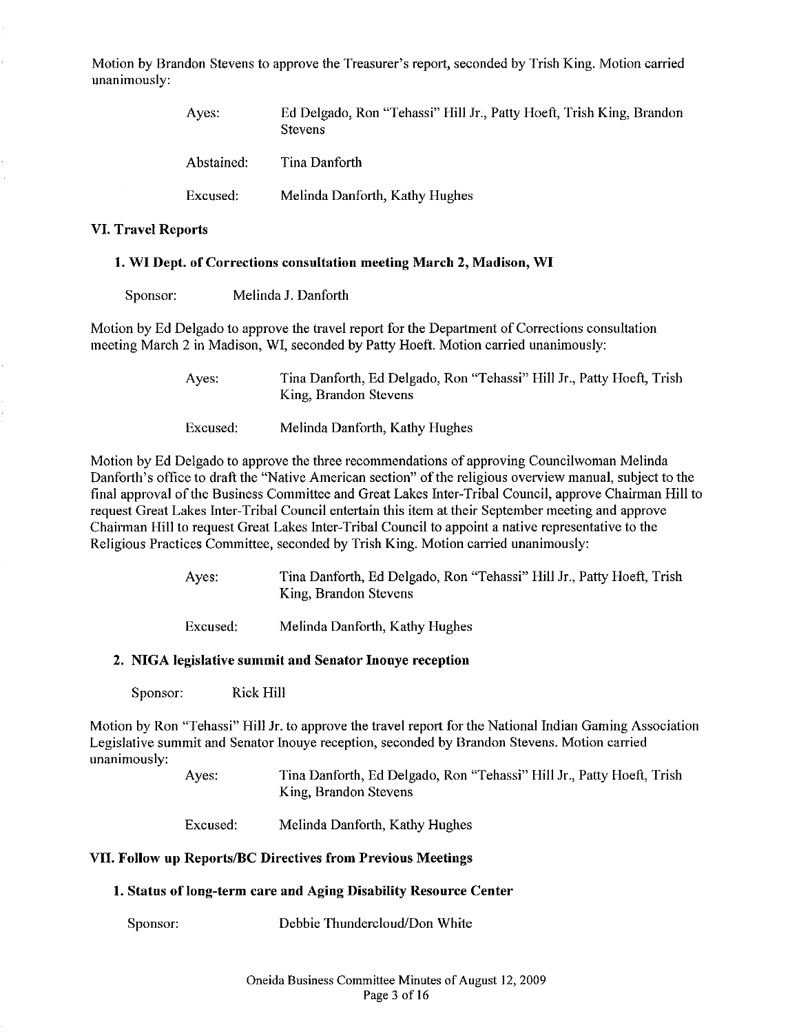Motion by Brandon Stevens to approve the Treasurer's report, seconded by Trish King. Motion carried unanimously:

| | |
|---|---|
| Ayes: | Ed Delgado, Ron "Tehassi" Hill Jr., Patty Hoeft, Trish King, Brandon Stevens |
| Abstained: | Tina Danforth |
| Excused: | Melinda Danforth, Kathy Hughes |

## VI. Travel Reports

### 1. WI Dept. of Corrections consultation meeting March 2, Madison, WI

Sponsor: Melinda J. Danforth

Motion by Ed Delgado to approve the travel report for the Department of Corrections consultation meeting March 2 in Madison, WI, seconded by Patty Hoeft. Motion carried unanimously:

| | |
|---|---|
| Ayes: | Tina Danforth, Ed Delgado, Ron "Tehassi" Hill Jr., Patty Hoeft, Trish King, Brandon Stevens |
| Excused: | Melinda Danforth, Kathy Hughes |

Motion by Ed Delgado to approve the three recommendations of approving Councilwoman Melinda Danforth's office to draft the "Native American section" of the religious overview manual, subject to the final approval of the Business Committee and Great Lakes Inter-Tribal Council, approve Chairman Hill to request Great Lakes Inter-Tribal Council entertain this item at their September meeting and approve Chairman Hill to request Great Lakes Inter-Tribal Council to appoint a native representative to the Religious Practices Committee, seconded by Trish King. Motion carried unanimously:

| | |
|---|---|
| Ayes: | Tina Danforth, Ed Delgado, Ron "Tehassi" Hill Jr., Patty Hoeft, Trish King, Brandon Stevens |
| Excused: | Melinda Danforth, Kathy Hughes |

### 2. NIGA legislative summit and Senator Inouye reception

Sponsor: Rick Hill

Motion by Ron "Tehassi" Hill Jr. to approve the travel report for the National Indian Gaming Association Legislative summit and Senator Inouye reception, seconded by Brandon Stevens. Motion carried unanimously:

| | |
|---|---|
| Ayes: | Tina Danforth, Ed Delgado, Ron "Tehassi" Hill Jr., Patty Hoeft, Trish King, Brandon Stevens |
| Excused: | Melinda Danforth, Kathy Hughes |

## VII. Follow up Reports/BC Directives from Previous Meetings

### 1. Status of long-term care and Aging Disability Resource Center

Sponsor: Debbie Thundercloud/Don White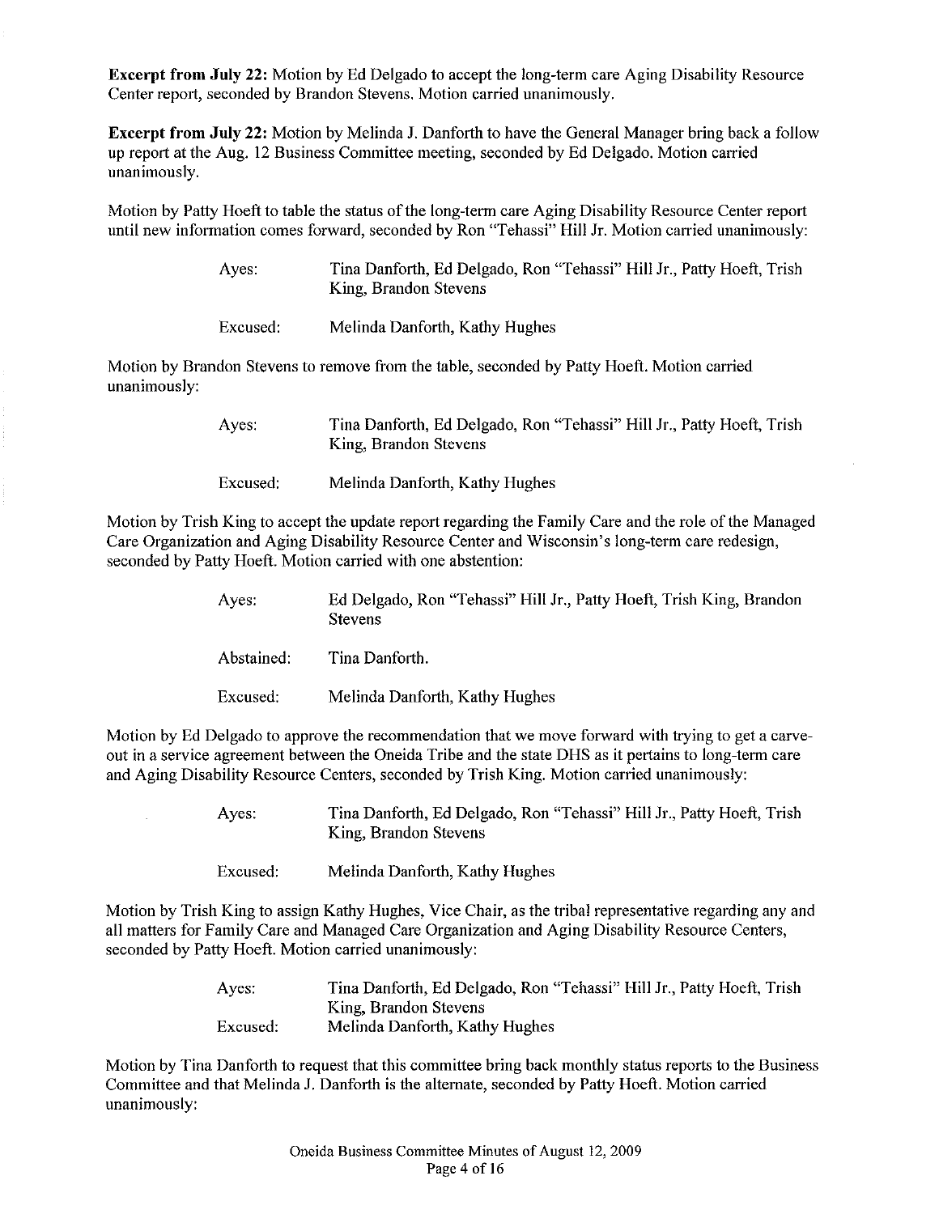**Excerpt from July 22:** Motion by Ed Delgado to accept the long-term care Aging Disability Resource Center report, seconded by Brandon Stevens. Motion carried unanimously.

**Excerpt from July 22:** Motion by Melinda J. Danforth to have the General Manager bring back a follow up report at the Aug. 12 Business Committee meeting, seconded by Ed Delgado. Motion carried unanimously.

Motion by Patty Hoeft to table the status of the long-term care Aging Disability Resource Center report until new information comes forward, seconded by Ron "Tehassi" Hill Jr. Motion carried unanimously:

| | |
|---|---|
| Ayes: | Tina Danforth, Ed Delgado, Ron "Tehassi" Hill Jr., Patty Hoeft, Trish King, Brandon Stevens |
| Excused: | Melinda Danforth, Kathy Hughes |

Motion by Brandon Stevens to remove from the table, seconded by Patty Hoeft. Motion carried unanimously:

| | |
|---|---|
| Ayes: | Tina Danforth, Ed Delgado, Ron "Tehassi" Hill Jr., Patty Hoeft, Trish King, Brandon Stevens |
| Excused: | Melinda Danforth, Kathy Hughes |

Motion by Trish King to accept the update report regarding the Family Care and the role of the Managed Care Organization and Aging Disability Resource Center and Wisconsin's long-term care redesign, seconded by Patty Hoeft. Motion carried with one abstention:

| | |
|---|---|
| Ayes: | Ed Delgado, Ron "Tehassi" Hill Jr., Patty Hoeft, Trish King, Brandon Stevens |
| Abstained: | Tina Danforth. |
| Excused: | Melinda Danforth, Kathy Hughes |

Motion by Ed Delgado to approve the recommendation that we move forward with trying to get a carve-out in a service agreement between the Oneida Tribe and the state DHS as it pertains to long-term care and Aging Disability Resource Centers, seconded by Trish King. Motion carried unanimously:

| | |
|---|---|
| Ayes: | Tina Danforth, Ed Delgado, Ron "Tehassi" Hill Jr., Patty Hoeft, Trish King, Brandon Stevens |
| Excused: | Melinda Danforth, Kathy Hughes |

Motion by Trish King to assign Kathy Hughes, Vice Chair, as the tribal representative regarding any and all matters for Family Care and Managed Care Organization and Aging Disability Resource Centers, seconded by Patty Hoeft. Motion carried unanimously:

| | |
|---|---|
| Ayes: | Tina Danforth, Ed Delgado, Ron "Tehassi" Hill Jr., Patty Hoeft, Trish King, Brandon Stevens |
| Excused: | Melinda Danforth, Kathy Hughes |

Motion by Tina Danforth to request that this committee bring back monthly status reports to the Business Committee and that Melinda J. Danforth is the alternate, seconded by Patty Hoeft. Motion carried unanimously: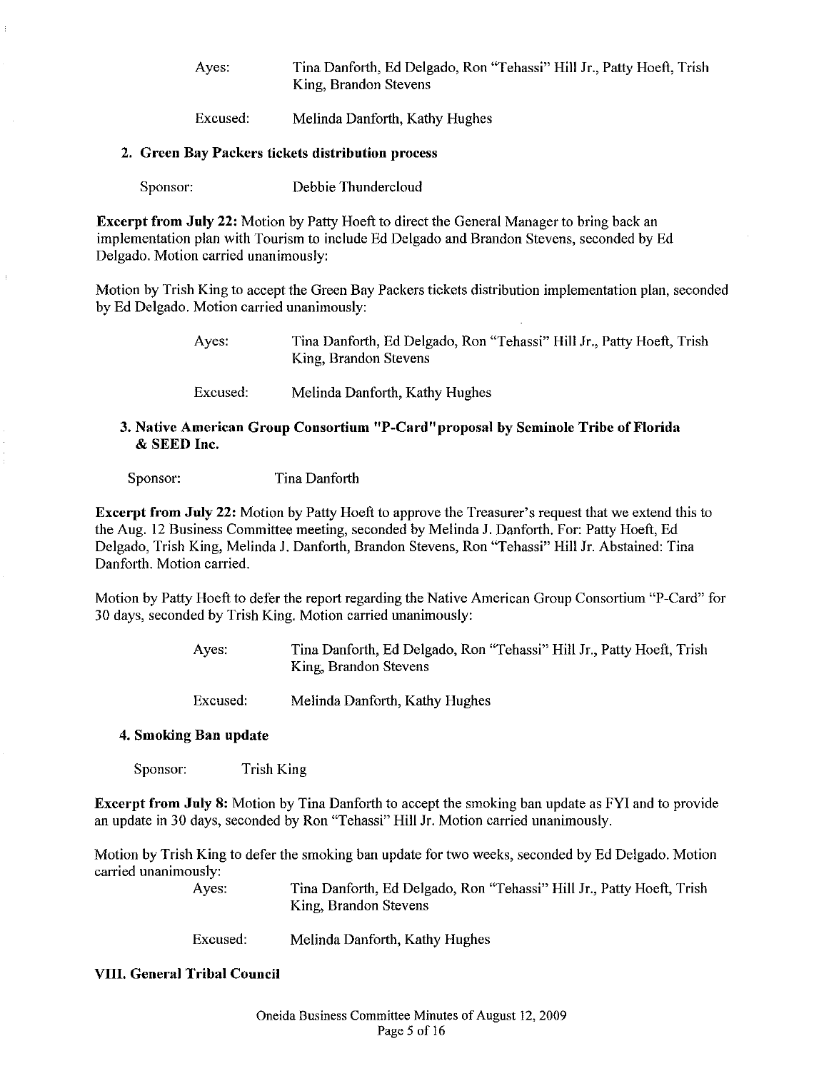Ayes: Tina Danforth, Ed Delgado, Ron "Tehassi" Hill Jr., Patty Hoeft, Trish King, Brandon Stevens

Excused: Melinda Danforth, Kathy Hughes

### 2. Green Bay Packers tickets distribution process

Sponsor: Debbie Thundercloud

**Excerpt from July 22:** Motion by Patty Hoeft to direct the General Manager to bring back an implementation plan with Tourism to include Ed Delgado and Brandon Stevens, seconded by Ed Delgado. Motion carried unanimously:

Motion by Trish King to accept the Green Bay Packers tickets distribution implementation plan, seconded by Ed Delgado. Motion carried unanimously:

Ayes: Tina Danforth, Ed Delgado, Ron "Tehassi" Hill Jr., Patty Hoeft, Trish King, Brandon Stevens

Excused: Melinda Danforth, Kathy Hughes

### 3. Native American Group Consortium "P-Card" proposal by Seminole Tribe of Florida & SEED Inc.

Sponsor: Tina Danforth

**Excerpt from July 22:** Motion by Patty Hoeft to approve the Treasurer's request that we extend this to the Aug. 12 Business Committee meeting, seconded by Melinda J. Danforth. For: Patty Hoeft, Ed Delgado, Trish King, Melinda J. Danforth, Brandon Stevens, Ron "Tehassi" Hill Jr. Abstained: Tina Danforth. Motion carried.

Motion by Patty Hoeft to defer the report regarding the Native American Group Consortium "P-Card" for 30 days, seconded by Trish King. Motion carried unanimously:

Ayes: Tina Danforth, Ed Delgado, Ron "Tehassi" Hill Jr., Patty Hoeft, Trish King, Brandon Stevens

Excused: Melinda Danforth, Kathy Hughes

### 4. Smoking Ban update

Sponsor: Trish King

**Excerpt from July 8:** Motion by Tina Danforth to accept the smoking ban update as FYI and to provide an update in 30 days, seconded by Ron "Tehassi" Hill Jr. Motion carried unanimously.

Motion by Trish King to defer the smoking ban update for two weeks, seconded by Ed Delgado. Motion carried unanimously:

Ayes: Tina Danforth, Ed Delgado, Ron "Tehassi" Hill Jr., Patty Hoeft, Trish King, Brandon Stevens

Excused: Melinda Danforth, Kathy Hughes

## VIII. General Tribal Council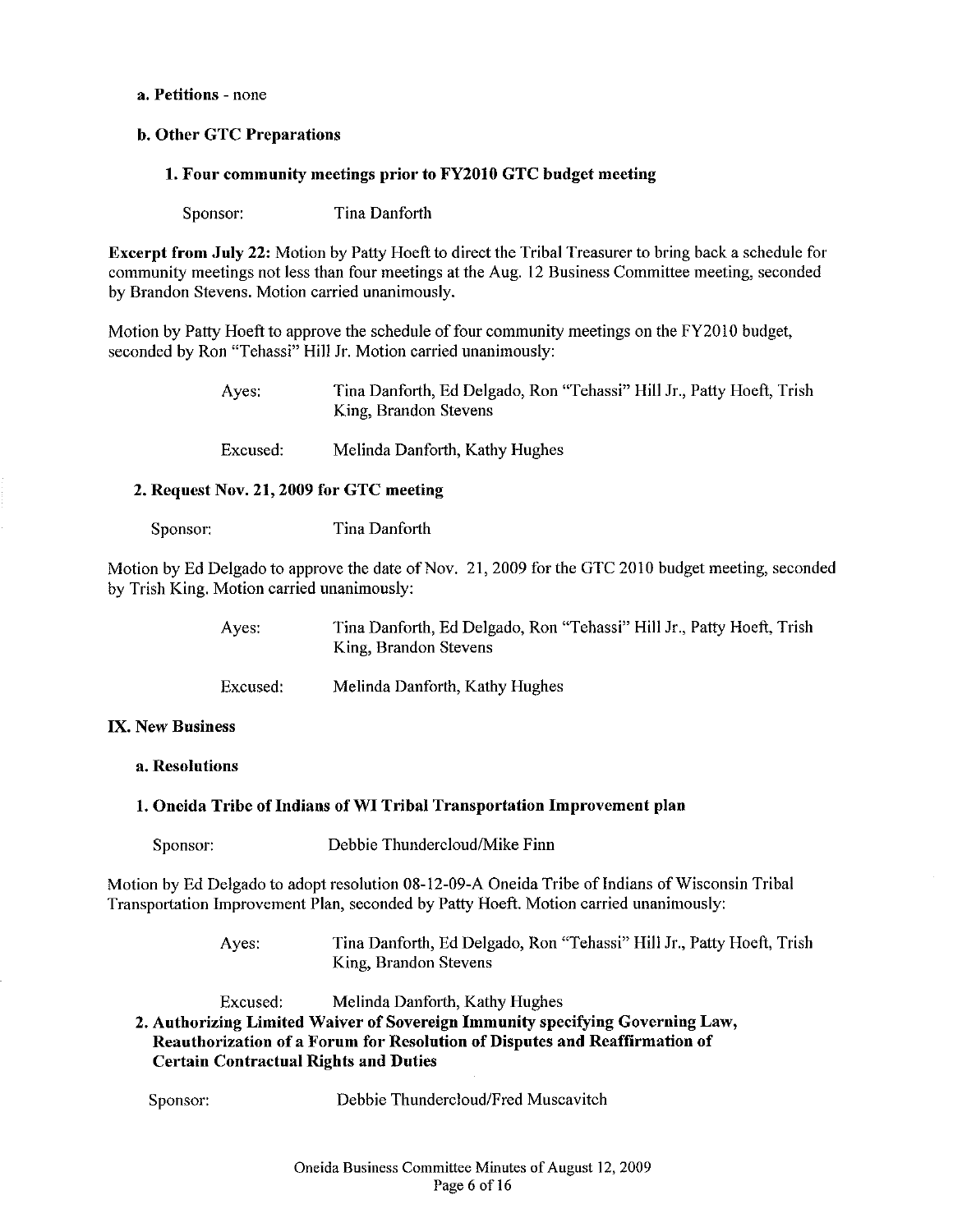**a. Petitions** - none

**b. Other GTC Preparations**

**1. Four community meetings prior to FY2010 GTC budget meeting**

Sponsor: Tina Danforth

**Excerpt from July 22:** Motion by Patty Hoeft to direct the Tribal Treasurer to bring back a schedule for community meetings not less than four meetings at the Aug. 12 Business Committee meeting, seconded by Brandon Stevens. Motion carried unanimously.

Motion by Patty Hoeft to approve the schedule of four community meetings on the FY2010 budget, seconded by Ron "Tehassi" Hill Jr. Motion carried unanimously:

Ayes: Tina Danforth, Ed Delgado, Ron "Tehassi" Hill Jr., Patty Hoeft, Trish King, Brandon Stevens

Excused: Melinda Danforth, Kathy Hughes

**2. Request Nov. 21, 2009 for GTC meeting**

Sponsor: Tina Danforth

Motion by Ed Delgado to approve the date of Nov. 21, 2009 for the GTC 2010 budget meeting, seconded by Trish King. Motion carried unanimously:

Ayes: Tina Danforth, Ed Delgado, Ron "Tehassi" Hill Jr., Patty Hoeft, Trish King, Brandon Stevens

Excused: Melinda Danforth, Kathy Hughes

**IX. New Business**

**a. Resolutions**

**1. Oneida Tribe of Indians of WI Tribal Transportation Improvement plan**

Sponsor: Debbie Thundercloud/Mike Finn

Motion by Ed Delgado to adopt resolution 08-12-09-A Oneida Tribe of Indians of Wisconsin Tribal Transportation Improvement Plan, seconded by Patty Hoeft. Motion carried unanimously:

Ayes: Tina Danforth, Ed Delgado, Ron "Tehassi" Hill Jr., Patty Hoeft, Trish King, Brandon Stevens

Excused: Melinda Danforth, Kathy Hughes

**2. Authorizing Limited Waiver of Sovereign Immunity specifying Governing Law, Reauthorization of a Forum for Resolution of Disputes and Reaffirmation of Certain Contractual Rights and Duties**

Sponsor: Debbie Thundercloud/Fred Muscavitch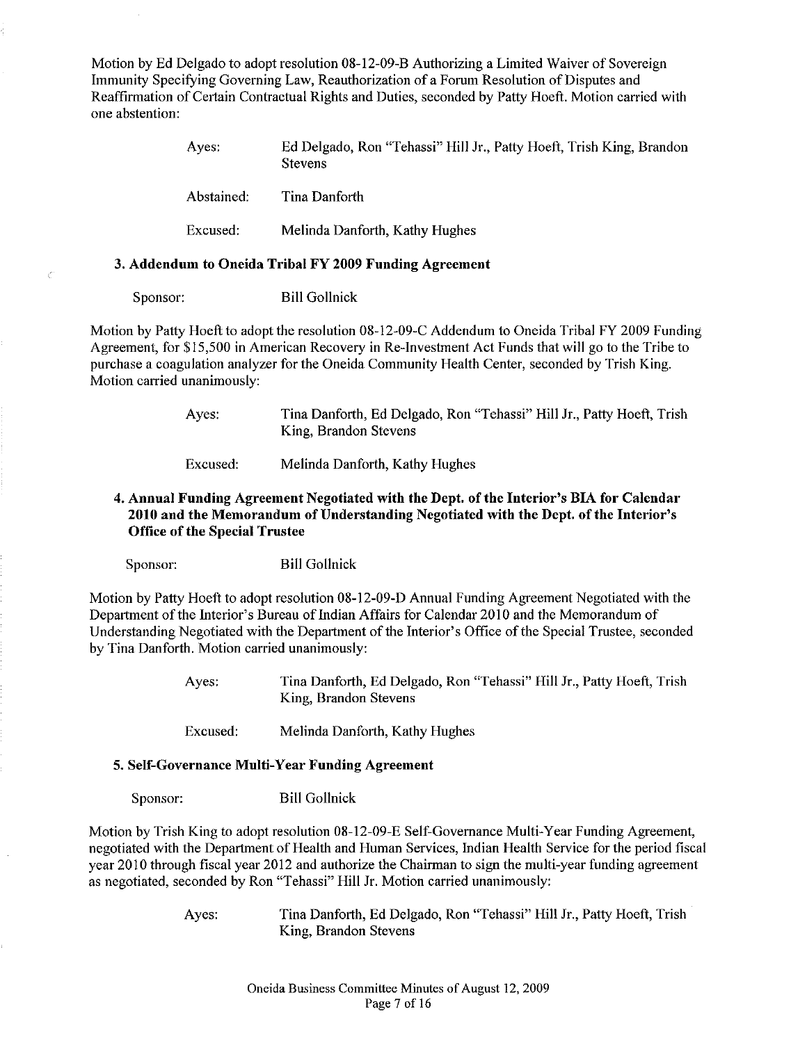Motion by Ed Delgado to adopt resolution 08-12-09-B Authorizing a Limited Waiver of Sovereign Immunity Specifying Governing Law, Reauthorization of a Forum Resolution of Disputes and Reaffirmation of Certain Contractual Rights and Duties, seconded by Patty Hoeft. Motion carried with one abstention:

Ayes: Ed Delgado, Ron "Tehassi" Hill Jr., Patty Hoeft, Trish King, Brandon Stevens

Abstained: Tina Danforth

Excused: Melinda Danforth, Kathy Hughes

### 3. Addendum to Oneida Tribal FY 2009 Funding Agreement

Sponsor: Bill Gollnick

Motion by Patty Hoeft to adopt the resolution 08-12-09-C Addendum to Oneida Tribal FY 2009 Funding Agreement, for $15,500 in American Recovery in Re-Investment Act Funds that will go to the Tribe to purchase a coagulation analyzer for the Oneida Community Health Center, seconded by Trish King. Motion carried unanimously:

Ayes: Tina Danforth, Ed Delgado, Ron "Tehassi" Hill Jr., Patty Hoeft, Trish King, Brandon Stevens

Excused: Melinda Danforth, Kathy Hughes

### 4. Annual Funding Agreement Negotiated with the Dept. of the Interior's BIA for Calendar 2010 and the Memorandum of Understanding Negotiated with the Dept. of the Interior's Office of the Special Trustee

Sponsor: Bill Gollnick

Motion by Patty Hoeft to adopt resolution 08-12-09-D Annual Funding Agreement Negotiated with the Department of the Interior's Bureau of Indian Affairs for Calendar 2010 and the Memorandum of Understanding Negotiated with the Department of the Interior's Office of the Special Trustee, seconded by Tina Danforth. Motion carried unanimously:

Ayes: Tina Danforth, Ed Delgado, Ron "Tehassi" Hill Jr., Patty Hoeft, Trish King, Brandon Stevens

Excused: Melinda Danforth, Kathy Hughes

### 5. Self-Governance Multi-Year Funding Agreement

Sponsor: Bill Gollnick

Motion by Trish King to adopt resolution 08-12-09-E Self-Governance Multi-Year Funding Agreement, negotiated with the Department of Health and Human Services, Indian Health Service for the period fiscal year 2010 through fiscal year 2012 and authorize the Chairman to sign the multi-year funding agreement as negotiated, seconded by Ron "Tehassi" Hill Jr. Motion carried unanimously:

Ayes: Tina Danforth, Ed Delgado, Ron "Tehassi" Hill Jr., Patty Hoeft, Trish King, Brandon Stevens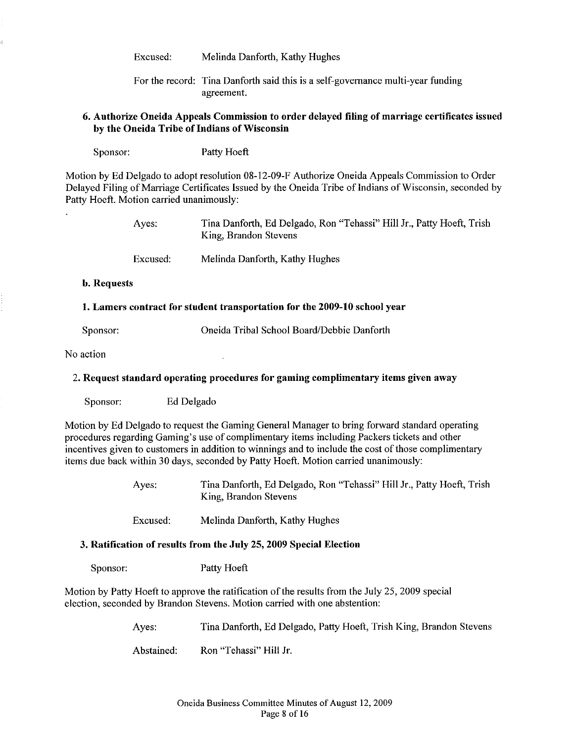Excused: Melinda Danforth, Kathy Hughes

For the record: Tina Danforth said this is a self-governance multi-year funding agreement.

### 6. Authorize Oneida Appeals Commission to order delayed filing of marriage certificates issued by the Oneida Tribe of Indians of Wisconsin

Sponsor: Patty Hoeft

Motion by Ed Delgado to adopt resolution 08-12-09-F Authorize Oneida Appeals Commission to Order Delayed Filing of Marriage Certificates Issued by the Oneida Tribe of Indians of Wisconsin, seconded by Patty Hoeft. Motion carried unanimously:

Ayes: Tina Danforth, Ed Delgado, Ron "Tehassi" Hill Jr., Patty Hoeft, Trish King, Brandon Stevens

Excused: Melinda Danforth, Kathy Hughes

### b. Requests

### 1. Lamers contract for student transportation for the 2009-10 school year

Sponsor: Oneida Tribal School Board/Debbie Danforth

No action

### 2. Request standard operating procedures for gaming complimentary items given away

Sponsor: Ed Delgado

Motion by Ed Delgado to request the Gaming General Manager to bring forward standard operating procedures regarding Gaming's use of complimentary items including Packers tickets and other incentives given to customers in addition to winnings and to include the cost of those complimentary items due back within 30 days, seconded by Patty Hoeft. Motion carried unanimously:

Ayes: Tina Danforth, Ed Delgado, Ron "Tehassi" Hill Jr., Patty Hoeft, Trish King, Brandon Stevens

Excused: Melinda Danforth, Kathy Hughes

### 3. Ratification of results from the July 25, 2009 Special Election

Sponsor: Patty Hoeft

Motion by Patty Hoeft to approve the ratification of the results from the July 25, 2009 special election, seconded by Brandon Stevens. Motion carried with one abstention:

Ayes: Tina Danforth, Ed Delgado, Patty Hoeft, Trish King, Brandon Stevens

Abstained: Ron "Tehassi" Hill Jr.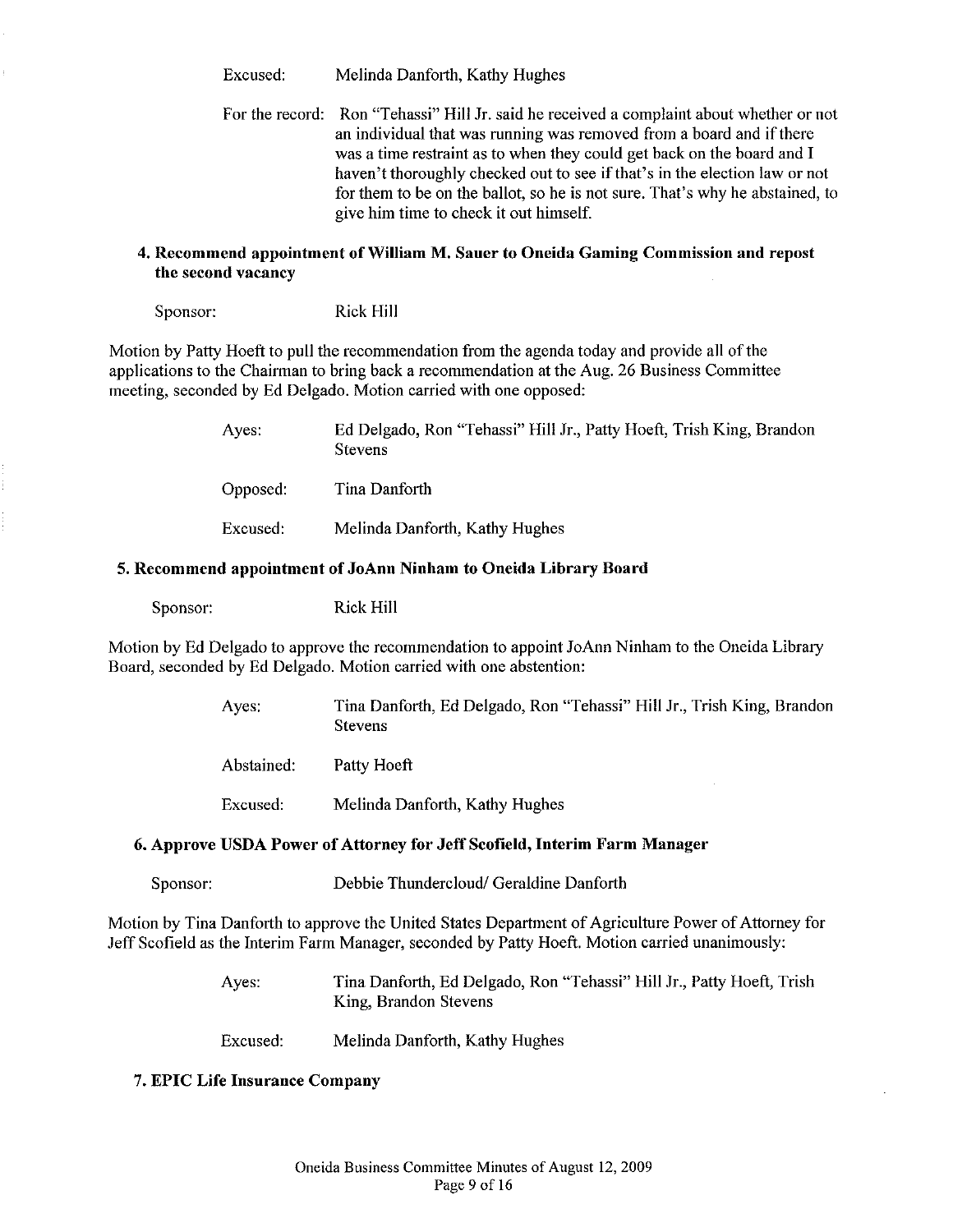Excused: Melinda Danforth, Kathy Hughes

For the record: Ron "Tehassi" Hill Jr. said he received a complaint about whether or not an individual that was running was removed from a board and if there was a time restraint as to when they could get back on the board and I haven't thoroughly checked out to see if that's in the election law or not for them to be on the ballot, so he is not sure. That's why he abstained, to give him time to check it out himself.

### 4. Recommend appointment of William M. Sauer to Oneida Gaming Commission and repost the second vacancy

Sponsor: Rick Hill

Motion by Patty Hoeft to pull the recommendation from the agenda today and provide all of the applications to the Chairman to bring back a recommendation at the Aug. 26 Business Committee meeting, seconded by Ed Delgado. Motion carried with one opposed:

Ayes: Ed Delgado, Ron "Tehassi" Hill Jr., Patty Hoeft, Trish King, Brandon Stevens

Opposed: Tina Danforth

Excused: Melinda Danforth, Kathy Hughes

### 5. Recommend appointment of JoAnn Ninham to Oneida Library Board

Sponsor: Rick Hill

Motion by Ed Delgado to approve the recommendation to appoint JoAnn Ninham to the Oneida Library Board, seconded by Ed Delgado. Motion carried with one abstention:

Ayes: Tina Danforth, Ed Delgado, Ron "Tehassi" Hill Jr., Trish King, Brandon Stevens

Abstained: Patty Hoeft

Excused: Melinda Danforth, Kathy Hughes

### 6. Approve USDA Power of Attorney for Jeff Scofield, Interim Farm Manager

Sponsor: Debbie Thundercloud/ Geraldine Danforth

Motion by Tina Danforth to approve the United States Department of Agriculture Power of Attorney for Jeff Scofield as the Interim Farm Manager, seconded by Patty Hoeft. Motion carried unanimously:

Ayes: Tina Danforth, Ed Delgado, Ron "Tehassi" Hill Jr., Patty Hoeft, Trish King, Brandon Stevens

Excused: Melinda Danforth, Kathy Hughes

### 7. EPIC Life Insurance Company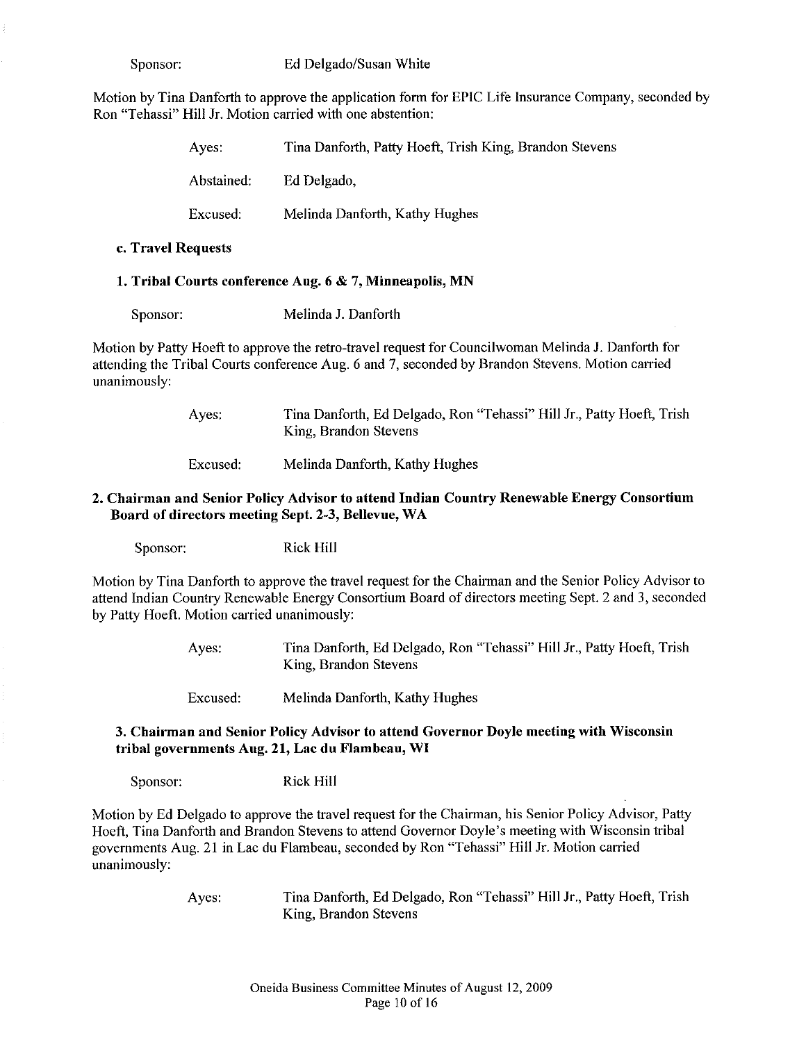Sponsor: Ed Delgado/Susan White

Motion by Tina Danforth to approve the application form for EPIC Life Insurance Company, seconded by Ron "Tehassi" Hill Jr. Motion carried with one abstention:

| | |
|---|---|
| Ayes: | Tina Danforth, Patty Hoeft, Trish King, Brandon Stevens |
| Abstained: | Ed Delgado, |
| Excused: | Melinda Danforth, Kathy Hughes |

**c. Travel Requests**

**1. Tribal Courts conference Aug. 6 & 7, Minneapolis, MN**

Sponsor: Melinda J. Danforth

Motion by Patty Hoeft to approve the retro-travel request for Councilwoman Melinda J. Danforth for attending the Tribal Courts conference Aug. 6 and 7, seconded by Brandon Stevens. Motion carried unanimously:

| | |
|---|---|
| Ayes: | Tina Danforth, Ed Delgado, Ron "Tehassi" Hill Jr., Patty Hoeft, Trish King, Brandon Stevens |
| Excused: | Melinda Danforth, Kathy Hughes |

**2. Chairman and Senior Policy Advisor to attend Indian Country Renewable Energy Consortium Board of directors meeting Sept. 2-3, Bellevue, WA**

Sponsor: Rick Hill

Motion by Tina Danforth to approve the travel request for the Chairman and the Senior Policy Advisor to attend Indian Country Renewable Energy Consortium Board of directors meeting Sept. 2 and 3, seconded by Patty Hoeft. Motion carried unanimously:

| | |
|---|---|
| Ayes: | Tina Danforth, Ed Delgado, Ron "Tehassi" Hill Jr., Patty Hoeft, Trish King, Brandon Stevens |
| Excused: | Melinda Danforth, Kathy Hughes |

**3. Chairman and Senior Policy Advisor to attend Governor Doyle meeting with Wisconsin tribal governments Aug. 21, Lac du Flambeau, WI**

Sponsor: Rick Hill

Motion by Ed Delgado to approve the travel request for the Chairman, his Senior Policy Advisor, Patty Hoeft, Tina Danforth and Brandon Stevens to attend Governor Doyle's meeting with Wisconsin tribal governments Aug. 21 in Lac du Flambeau, seconded by Ron "Tehassi" Hill Jr. Motion carried unanimously:

| | |
|---|---|
| Ayes: | Tina Danforth, Ed Delgado, Ron "Tehassi" Hill Jr., Patty Hoeft, Trish King, Brandon Stevens |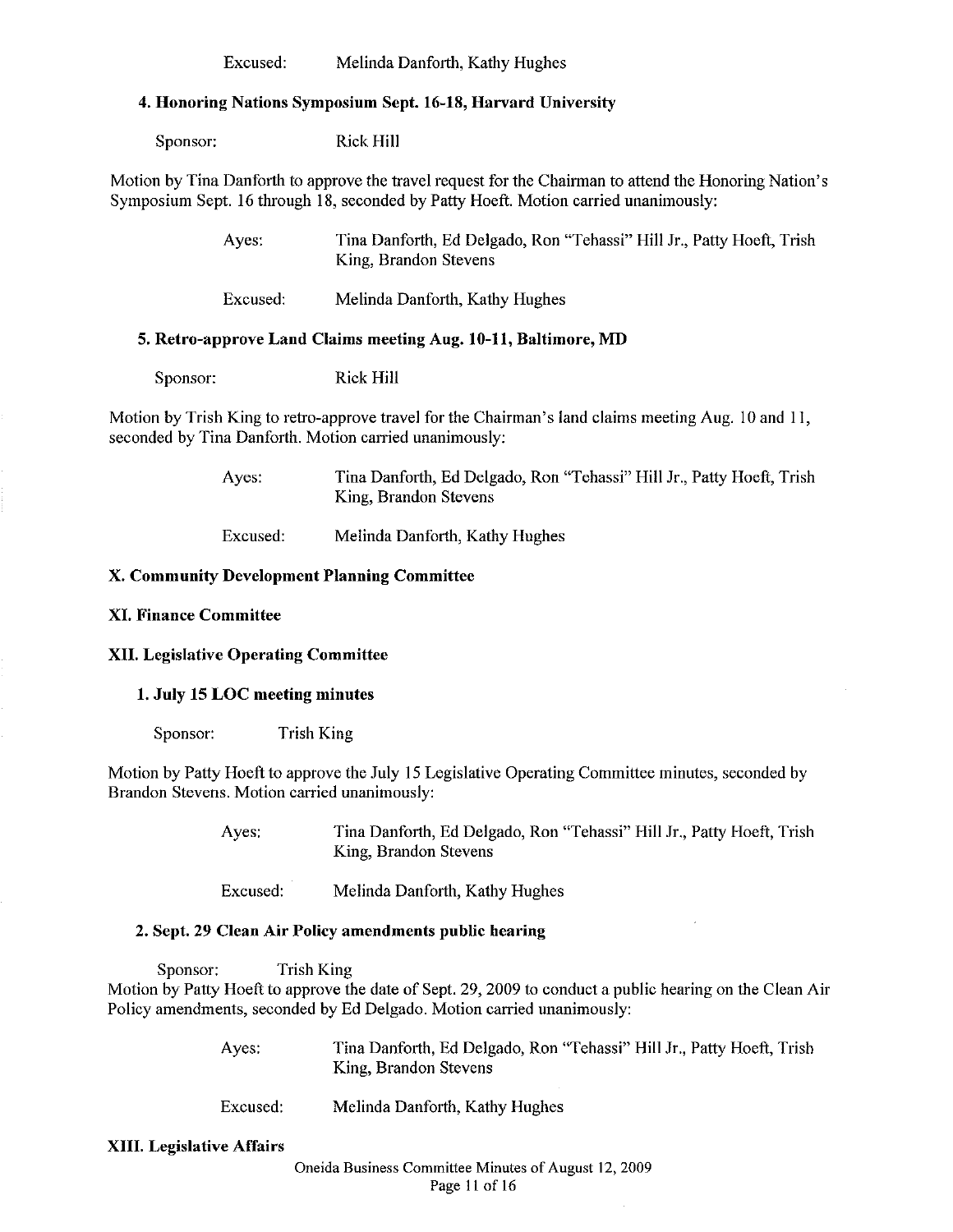Excused: Melinda Danforth, Kathy Hughes

**4. Honoring Nations Symposium Sept. 16-18, Harvard University**

Sponsor: Rick Hill

Motion by Tina Danforth to approve the travel request for the Chairman to attend the Honoring Nation's Symposium Sept. 16 through 18, seconded by Patty Hoeft. Motion carried unanimously:

Ayes: Tina Danforth, Ed Delgado, Ron "Tehassi" Hill Jr., Patty Hoeft, Trish King, Brandon Stevens

Excused: Melinda Danforth, Kathy Hughes

**5. Retro-approve Land Claims meeting Aug. 10-11, Baltimore, MD**

Sponsor: Rick Hill

Motion by Trish King to retro-approve travel for the Chairman's land claims meeting Aug. 10 and 11, seconded by Tina Danforth. Motion carried unanimously:

Ayes: Tina Danforth, Ed Delgado, Ron "Tehassi" Hill Jr., Patty Hoeft, Trish King, Brandon Stevens

Excused: Melinda Danforth, Kathy Hughes

## X. Community Development Planning Committee

## XI. Finance Committee

## XII. Legislative Operating Committee

**1. July 15 LOC meeting minutes**

Sponsor: Trish King

Motion by Patty Hoeft to approve the July 15 Legislative Operating Committee minutes, seconded by Brandon Stevens. Motion carried unanimously:

Ayes: Tina Danforth, Ed Delgado, Ron "Tehassi" Hill Jr., Patty Hoeft, Trish King, Brandon Stevens

Excused: Melinda Danforth, Kathy Hughes

**2. Sept. 29 Clean Air Policy amendments public hearing**

Sponsor: Trish King

Motion by Patty Hoeft to approve the date of Sept. 29, 2009 to conduct a public hearing on the Clean Air Policy amendments, seconded by Ed Delgado. Motion carried unanimously:

Ayes: Tina Danforth, Ed Delgado, Ron "Tehassi" Hill Jr., Patty Hoeft, Trish King, Brandon Stevens

Excused: Melinda Danforth, Kathy Hughes

## XIII. Legislative Affairs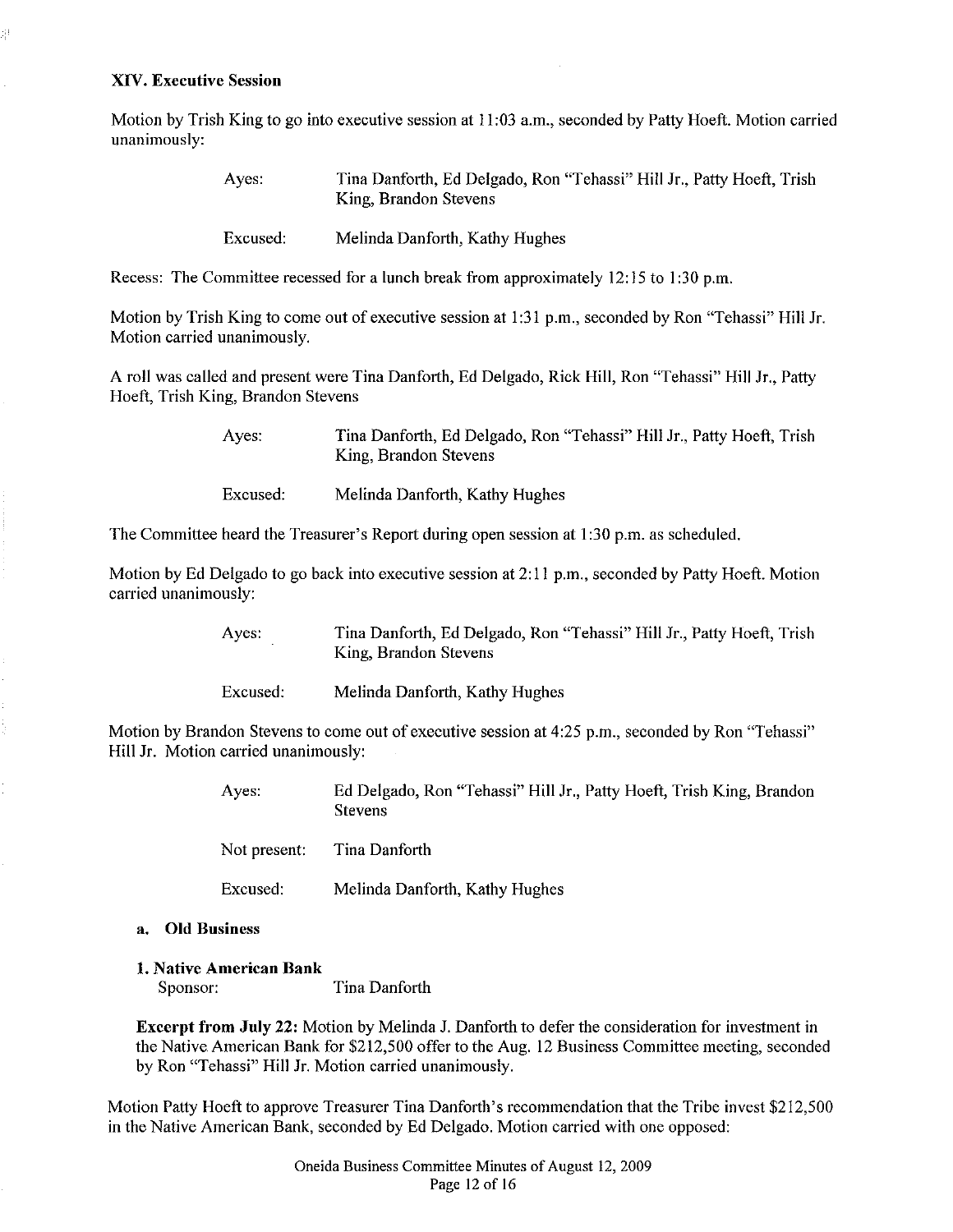### XIV. Executive Session

Motion by Trish King to go into executive session at 11:03 a.m., seconded by Patty Hoeft. Motion carried unanimously:

| | |
|---|---|
| Ayes: | Tina Danforth, Ed Delgado, Ron "Tehassi" Hill Jr., Patty Hoeft, Trish King, Brandon Stevens |
| Excused: | Melinda Danforth, Kathy Hughes |

Recess: The Committee recessed for a lunch break from approximately 12:15 to 1:30 p.m.

Motion by Trish King to come out of executive session at 1:31 p.m., seconded by Ron "Tehassi" Hill Jr. Motion carried unanimously.

A roll was called and present were Tina Danforth, Ed Delgado, Rick Hill, Ron "Tehassi" Hill Jr., Patty Hoeft, Trish King, Brandon Stevens

| | |
|---|---|
| Ayes: | Tina Danforth, Ed Delgado, Ron "Tehassi" Hill Jr., Patty Hoeft, Trish King, Brandon Stevens |
| Excused: | Melinda Danforth, Kathy Hughes |

The Committee heard the Treasurer's Report during open session at 1:30 p.m. as scheduled.

Motion by Ed Delgado to go back into executive session at 2:11 p.m., seconded by Patty Hoeft. Motion carried unanimously:

| | |
|---|---|
| Ayes: | Tina Danforth, Ed Delgado, Ron "Tehassi" Hill Jr., Patty Hoeft, Trish King, Brandon Stevens |
| Excused: | Melinda Danforth, Kathy Hughes |

Motion by Brandon Stevens to come out of executive session at 4:25 p.m., seconded by Ron "Tehassi" Hill Jr. Motion carried unanimously:

| | |
|---|---|
| Ayes: | Ed Delgado, Ron "Tehassi" Hill Jr., Patty Hoeft, Trish King, Brandon Stevens |
| Not present: | Tina Danforth |
| Excused: | Melinda Danforth, Kathy Hughes |

**a. Old Business**

**1. Native American Bank**
Sponsor: Tina Danforth

**Excerpt from July 22:** Motion by Melinda J. Danforth to defer the consideration for investment in the Native American Bank for $212,500 offer to the Aug. 12 Business Committee meeting, seconded by Ron "Tehassi" Hill Jr. Motion carried unanimously.

Motion Patty Hoeft to approve Treasurer Tina Danforth's recommendation that the Tribe invest $212,500 in the Native American Bank, seconded by Ed Delgado. Motion carried with one opposed: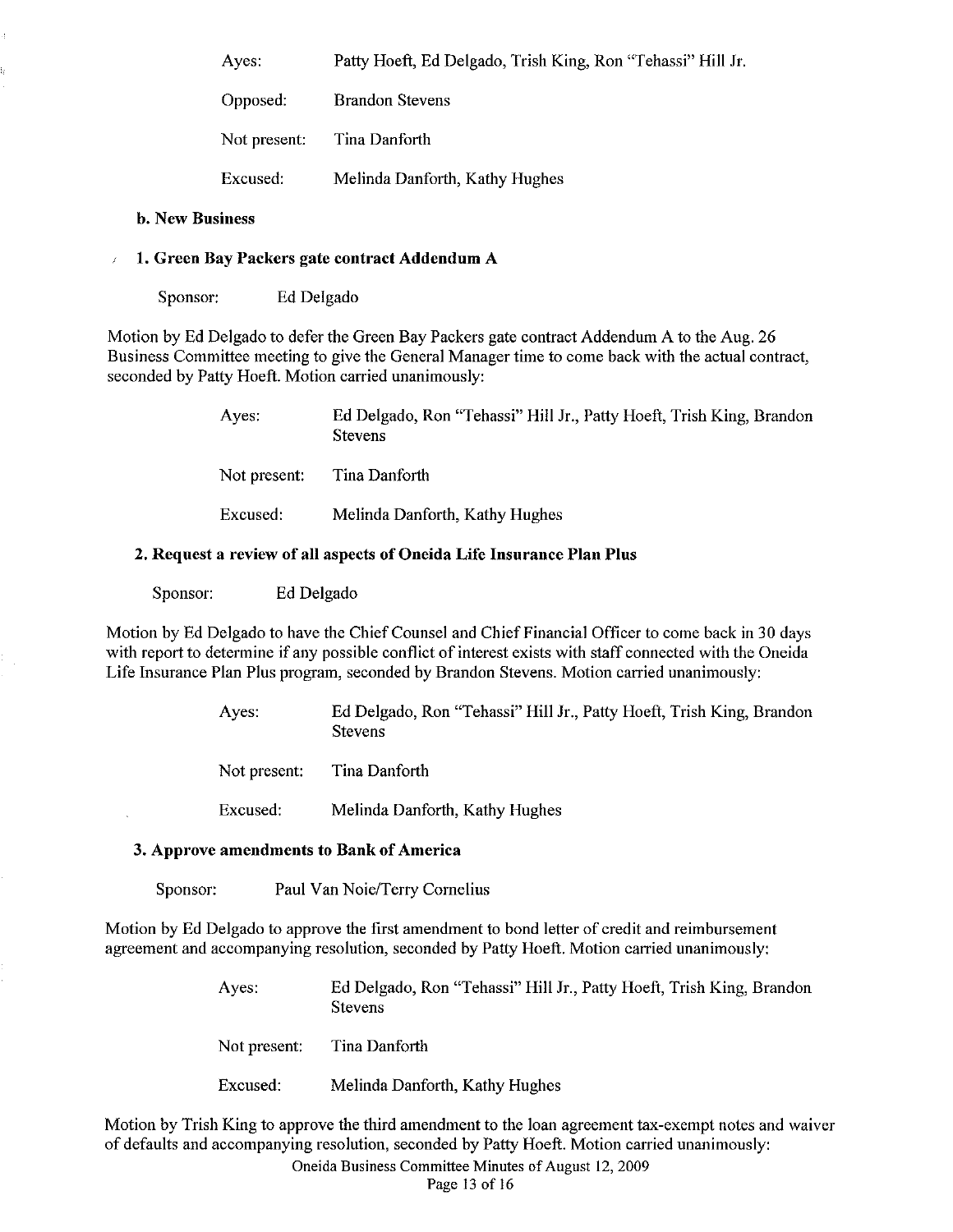Ayes: Patty Hoeft, Ed Delgado, Trish King, Ron "Tehassi" Hill Jr.

Opposed: Brandon Stevens

Not present: Tina Danforth

Excused: Melinda Danforth, Kathy Hughes

**b. New Business**

**1. Green Bay Packers gate contract Addendum A**

Sponsor: Ed Delgado

Motion by Ed Delgado to defer the Green Bay Packers gate contract Addendum A to the Aug. 26 Business Committee meeting to give the General Manager time to come back with the actual contract, seconded by Patty Hoeft. Motion carried unanimously:

Ayes: Ed Delgado, Ron "Tehassi" Hill Jr., Patty Hoeft, Trish King, Brandon Stevens

Not present: Tina Danforth

Excused: Melinda Danforth, Kathy Hughes

**2. Request a review of all aspects of Oneida Life Insurance Plan Plus**

Sponsor: Ed Delgado

Motion by Ed Delgado to have the Chief Counsel and Chief Financial Officer to come back in 30 days with report to determine if any possible conflict of interest exists with staff connected with the Oneida Life Insurance Plan Plus program, seconded by Brandon Stevens. Motion carried unanimously:

Ayes: Ed Delgado, Ron "Tehassi" Hill Jr., Patty Hoeft, Trish King, Brandon Stevens

Not present: Tina Danforth

Excused: Melinda Danforth, Kathy Hughes

**3. Approve amendments to Bank of America**

Sponsor: Paul Van Noie/Terry Cornelius

Motion by Ed Delgado to approve the first amendment to bond letter of credit and reimbursement agreement and accompanying resolution, seconded by Patty Hoeft. Motion carried unanimously:

Ayes: Ed Delgado, Ron "Tehassi" Hill Jr., Patty Hoeft, Trish King, Brandon Stevens

Not present: Tina Danforth

Excused: Melinda Danforth, Kathy Hughes

Motion by Trish King to approve the third amendment to the loan agreement tax-exempt notes and waiver of defaults and accompanying resolution, seconded by Patty Hoeft. Motion carried unanimously: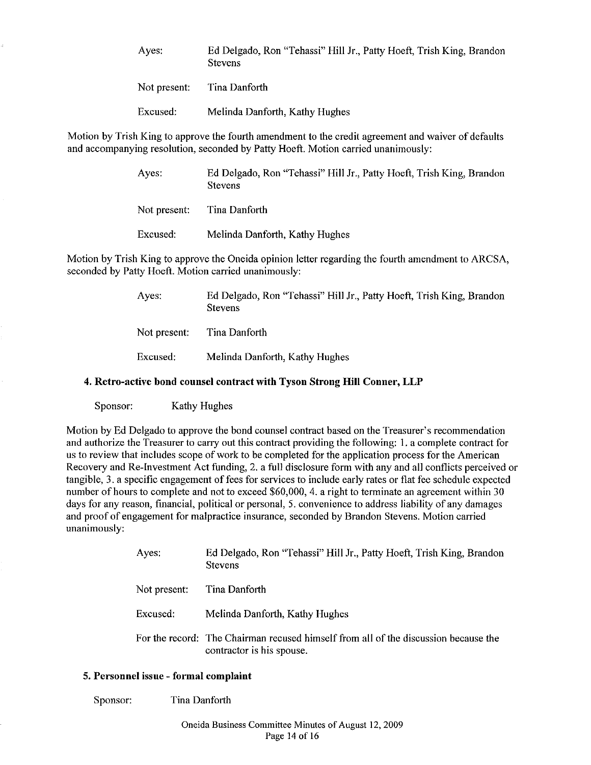| | |
|---|---|
| Ayes: | Ed Delgado, Ron "Tehassi" Hill Jr., Patty Hoeft, Trish King, Brandon Stevens |
| Not present: | Tina Danforth |
| Excused: | Melinda Danforth, Kathy Hughes |

Motion by Trish King to approve the fourth amendment to the credit agreement and waiver of defaults and accompanying resolution, seconded by Patty Hoeft. Motion carried unanimously:

| | |
|---|---|
| Ayes: | Ed Delgado, Ron "Tehassi" Hill Jr., Patty Hoeft, Trish King, Brandon Stevens |
| Not present: | Tina Danforth |
| Excused: | Melinda Danforth, Kathy Hughes |

Motion by Trish King to approve the Oneida opinion letter regarding the fourth amendment to ARCSA, seconded by Patty Hoeft. Motion carried unanimously:

| | |
|---|---|
| Ayes: | Ed Delgado, Ron "Tehassi" Hill Jr., Patty Hoeft, Trish King, Brandon Stevens |
| Not present: | Tina Danforth |
| Excused: | Melinda Danforth, Kathy Hughes |

### 4. Retro-active bond counsel contract with Tyson Strong Hill Conner, LLP

Sponsor: Kathy Hughes

Motion by Ed Delgado to approve the bond counsel contract based on the Treasurer's recommendation and authorize the Treasurer to carry out this contract providing the following: 1. a complete contract for us to review that includes scope of work to be completed for the application process for the American Recovery and Re-Investment Act funding, 2. a full disclosure form with any and all conflicts perceived or tangible, 3. a specific engagement of fees for services to include early rates or flat fee schedule expected number of hours to complete and not to exceed $60,000, 4. a right to terminate an agreement within 30 days for any reason, financial, political or personal, 5. convenience to address liability of any damages and proof of engagement for malpractice insurance, seconded by Brandon Stevens. Motion carried unanimously:

| | |
|---|---|
| Ayes: | Ed Delgado, Ron "Tehassi" Hill Jr., Patty Hoeft, Trish King, Brandon Stevens |
| Not present: | Tina Danforth |
| Excused: | Melinda Danforth, Kathy Hughes |
| For the record: | The Chairman recused himself from all of the discussion because the contractor is his spouse. |

### 5. Personnel issue - formal complaint

Sponsor: Tina Danforth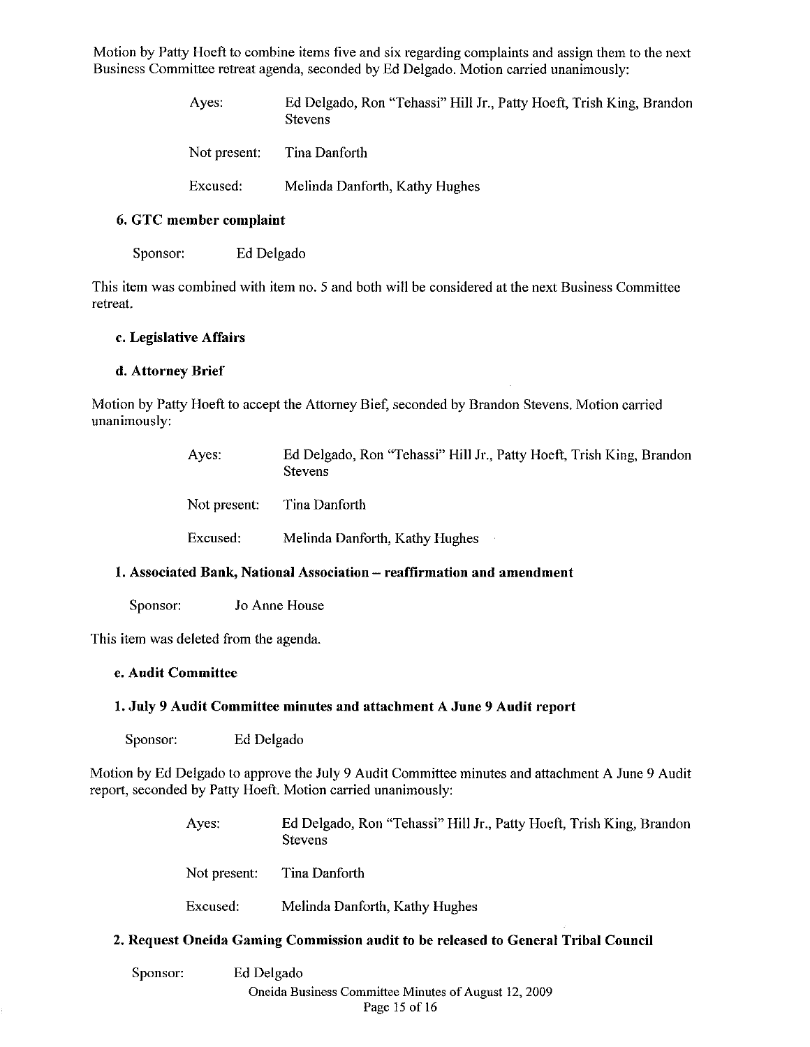Motion by Patty Hoeft to combine items five and six regarding complaints and assign them to the next Business Committee retreat agenda, seconded by Ed Delgado. Motion carried unanimously:

| | |
|---|---|
| Ayes: | Ed Delgado, Ron "Tehassi" Hill Jr., Patty Hoeft, Trish King, Brandon Stevens |
| Not present: | Tina Danforth |
| Excused: | Melinda Danforth, Kathy Hughes |

**6. GTC member complaint**

Sponsor: Ed Delgado

This item was combined with item no. 5 and both will be considered at the next Business Committee retreat.

**c. Legislative Affairs**

**d. Attorney Brief**

Motion by Patty Hoeft to accept the Attorney Bief, seconded by Brandon Stevens. Motion carried unanimously:

| | |
|---|---|
| Ayes: | Ed Delgado, Ron "Tehassi" Hill Jr., Patty Hoeft, Trish King, Brandon Stevens |
| Not present: | Tina Danforth |
| Excused: | Melinda Danforth, Kathy Hughes |

**1. Associated Bank, National Association – reaffirmation and amendment**

Sponsor: Jo Anne House

This item was deleted from the agenda.

**e. Audit Committee**

**1. July 9 Audit Committee minutes and attachment A June 9 Audit report**

Sponsor: Ed Delgado

Motion by Ed Delgado to approve the July 9 Audit Committee minutes and attachment A June 9 Audit report, seconded by Patty Hoeft. Motion carried unanimously:

| | |
|---|---|
| Ayes: | Ed Delgado, Ron "Tehassi" Hill Jr., Patty Hoeft, Trish King, Brandon Stevens |
| Not present: | Tina Danforth |
| Excused: | Melinda Danforth, Kathy Hughes |

**2. Request Oneida Gaming Commission audit to be released to General Tribal Council**

Sponsor: Ed Delgado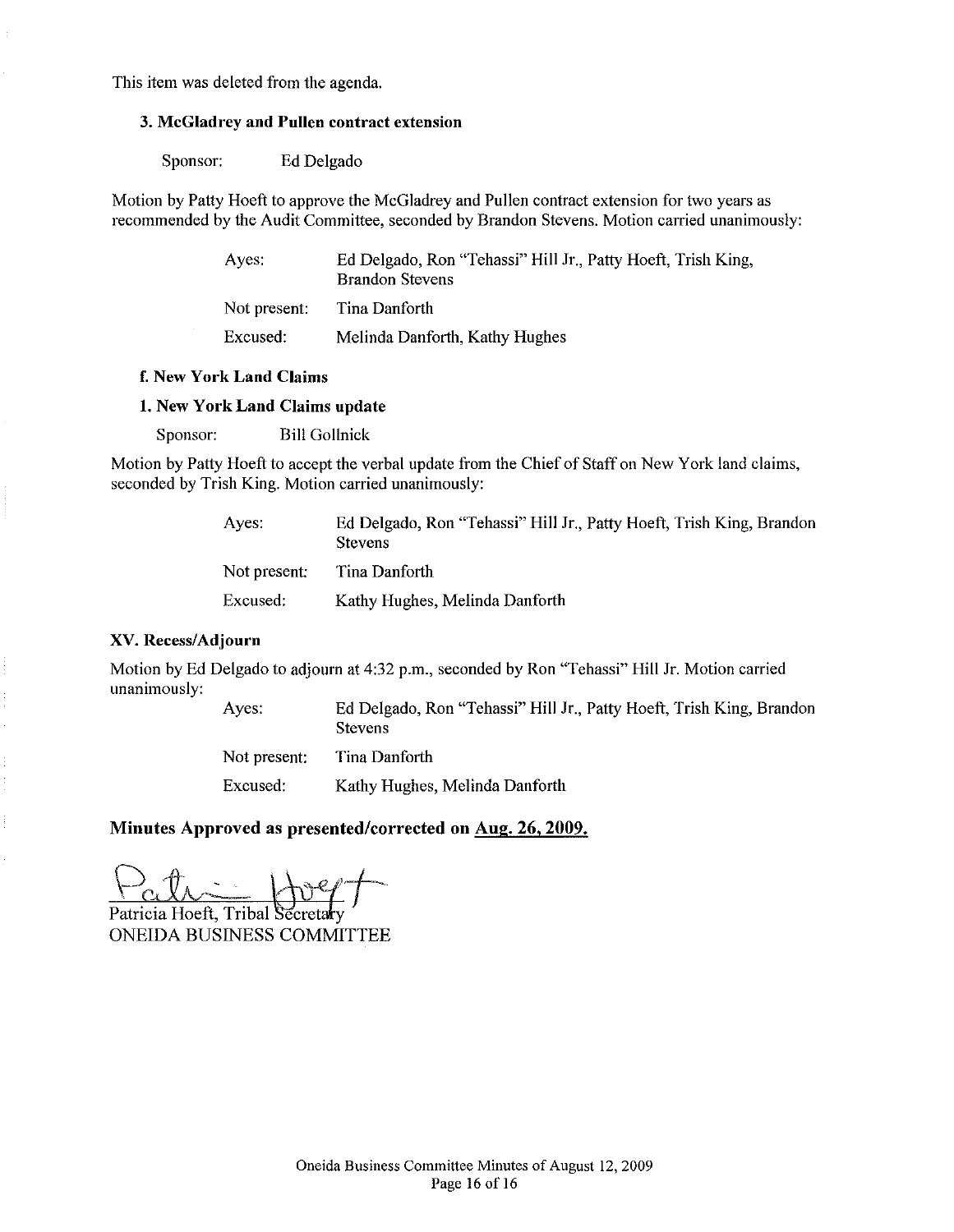This item was deleted from the agenda.

**3. McGladrey and Pullen contract extension**

Sponsor: Ed Delgado

Motion by Patty Hoeft to approve the McGladrey and Pullen contract extension for two years as recommended by the Audit Committee, seconded by Brandon Stevens. Motion carried unanimously:

| | |
|---|---|
| Ayes: | Ed Delgado, Ron "Tehassi" Hill Jr., Patty Hoeft, Trish King, Brandon Stevens |
| Not present: | Tina Danforth |
| Excused: | Melinda Danforth, Kathy Hughes |

**f. New York Land Claims**

**1. New York Land Claims update**

Sponsor: Bill Gollnick

Motion by Patty Hoeft to accept the verbal update from the Chief of Staff on New York land claims, seconded by Trish King. Motion carried unanimously:

| | |
|---|---|
| Ayes: | Ed Delgado, Ron "Tehassi" Hill Jr., Patty Hoeft, Trish King, Brandon Stevens |
| Not present: | Tina Danforth |
| Excused: | Kathy Hughes, Melinda Danforth |

**XV. Recess/Adjourn**

Motion by Ed Delgado to adjourn at 4:32 p.m., seconded by Ron "Tehassi" Hill Jr. Motion carried unanimously:

| | |
|---|---|
| Ayes: | Ed Delgado, Ron "Tehassi" Hill Jr., Patty Hoeft, Trish King, Brandon Stevens |
| Not present: | Tina Danforth |
| Excused: | Kathy Hughes, Melinda Danforth |

## Minutes Approved as presented/corrected on Aug. 26, 2009.

Patricia Hoeft, Tribal Secretary
ONEIDA BUSINESS COMMITTEE